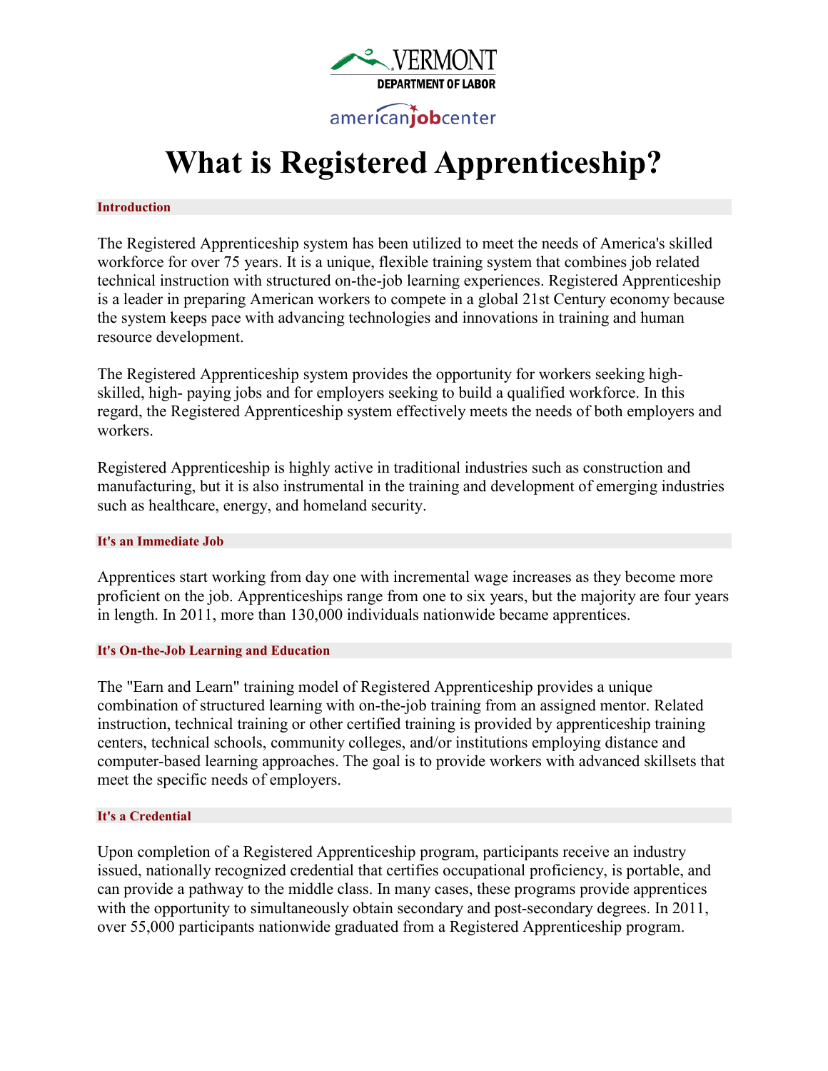VERMONT DEPARTMENT OF LABOR

americanjobcenter

# What is Registered Apprenticeship?

## Introduction

The Registered Apprenticeship system has been utilized to meet the needs of America's skilled workforce for over 75 years. It is a unique, flexible training system that combines job related technical instruction with structured on-the-job learning experiences. Registered Apprenticeship is a leader in preparing American workers to compete in a global 21st Century economy because the system keeps pace with advancing technologies and innovations in training and human resource development.

The Registered Apprenticeship system provides the opportunity for workers seeking high-skilled, high- paying jobs and for employers seeking to build a qualified workforce. In this regard, the Registered Apprenticeship system effectively meets the needs of both employers and workers.

Registered Apprenticeship is highly active in traditional industries such as construction and manufacturing, but it is also instrumental in the training and development of emerging industries such as healthcare, energy, and homeland security.

## It's an Immediate Job

Apprentices start working from day one with incremental wage increases as they become more proficient on the job. Apprenticeships range from one to six years, but the majority are four years in length. In 2011, more than 130,000 individuals nationwide became apprentices.

## It's On-the-Job Learning and Education

The "Earn and Learn" training model of Registered Apprenticeship provides a unique combination of structured learning with on-the-job training from an assigned mentor. Related instruction, technical training or other certified training is provided by apprenticeship training centers, technical schools, community colleges, and/or institutions employing distance and computer-based learning approaches. The goal is to provide workers with advanced skillsets that meet the specific needs of employers.

## It's a Credential

Upon completion of a Registered Apprenticeship program, participants receive an industry issued, nationally recognized credential that certifies occupational proficiency, is portable, and can provide a pathway to the middle class. In many cases, these programs provide apprentices with the opportunity to simultaneously obtain secondary and post-secondary degrees. In 2011, over 55,000 participants nationwide graduated from a Registered Apprenticeship program.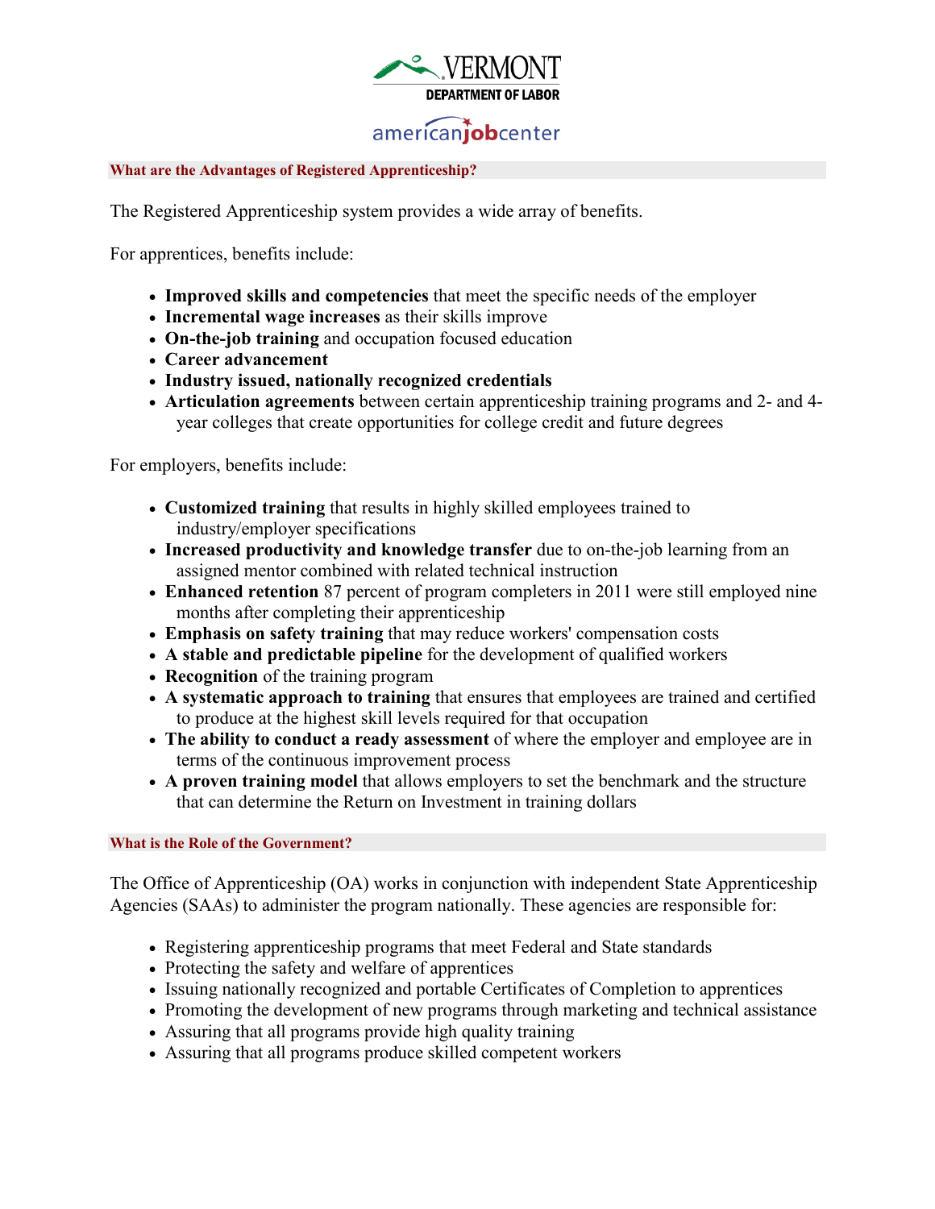## What are the Advantages of Registered Apprenticeship?

The Registered Apprenticeship system provides a wide array of benefits.

For apprentices, benefits include:

- **Improved skills and competencies** that meet the specific needs of the employer
- **Incremental wage increases** as their skills improve
- **On-the-job training** and occupation focused education
- **Career advancement**
- **Industry issued, nationally recognized credentials**
- **Articulation agreements** between certain apprenticeship training programs and 2- and 4-year colleges that create opportunities for college credit and future degrees

For employers, benefits include:

- **Customized training** that results in highly skilled employees trained to industry/employer specifications
- **Increased productivity and knowledge transfer** due to on-the-job learning from an assigned mentor combined with related technical instruction
- **Enhanced retention** 87 percent of program completers in 2011 were still employed nine months after completing their apprenticeship
- **Emphasis on safety training** that may reduce workers' compensation costs
- **A stable and predictable pipeline** for the development of qualified workers
- **Recognition** of the training program
- **A systematic approach to training** that ensures that employees are trained and certified to produce at the highest skill levels required for that occupation
- **The ability to conduct a ready assessment** of where the employer and employee are in terms of the continuous improvement process
- **A proven training model** that allows employers to set the benchmark and the structure that can determine the Return on Investment in training dollars

## What is the Role of the Government?

The Office of Apprenticeship (OA) works in conjunction with independent State Apprenticeship Agencies (SAAs) to administer the program nationally. These agencies are responsible for:

- Registering apprenticeship programs that meet Federal and State standards
- Protecting the safety and welfare of apprentices
- Issuing nationally recognized and portable Certificates of Completion to apprentices
- Promoting the development of new programs through marketing and technical assistance
- Assuring that all programs provide high quality training
- Assuring that all programs produce skilled competent workers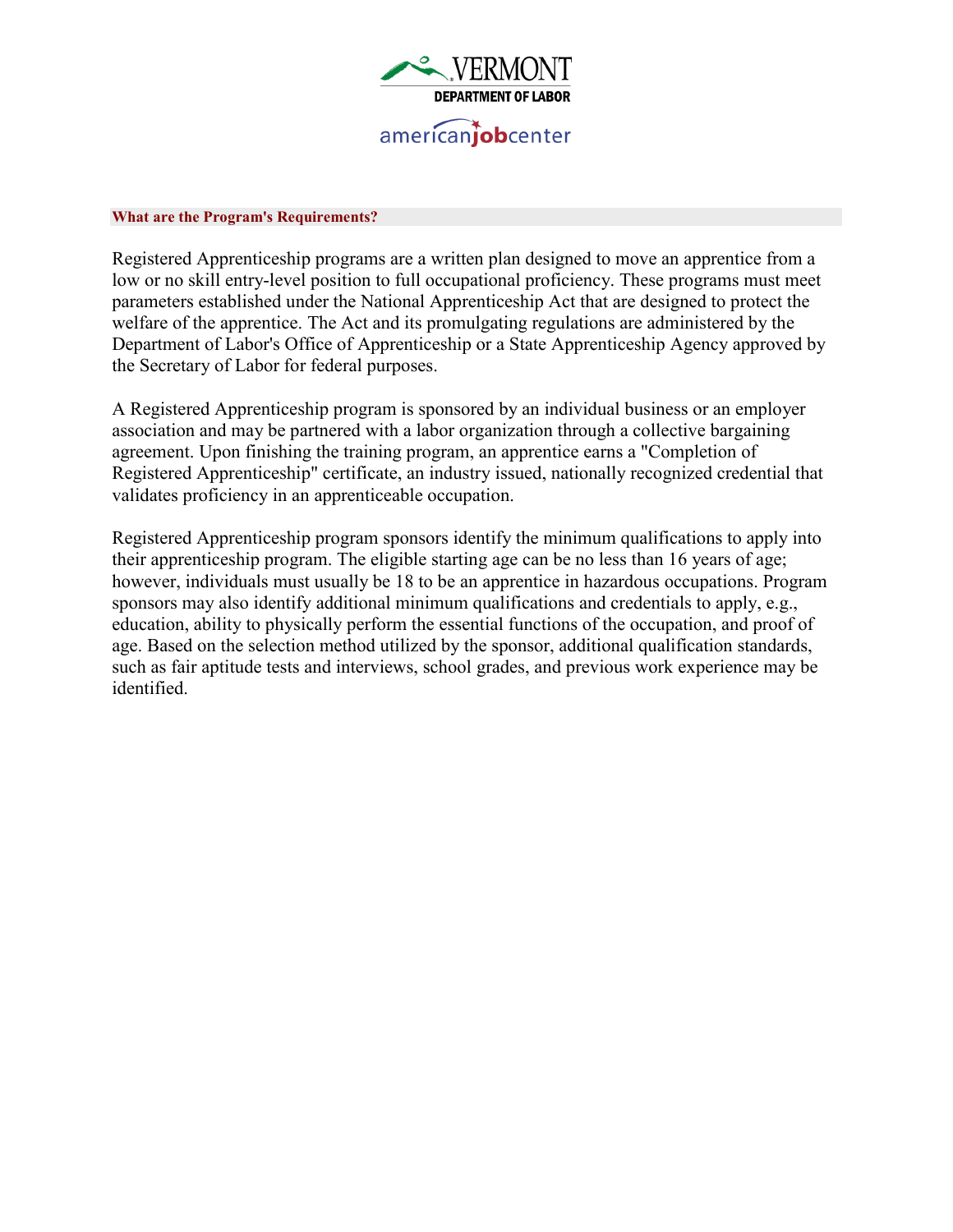VERMONT

DEPARTMENT OF LABOR

americanjobcenter

## What are the Program's Requirements?

Registered Apprenticeship programs are a written plan designed to move an apprentice from a low or no skill entry-level position to full occupational proficiency. These programs must meet parameters established under the National Apprenticeship Act that are designed to protect the welfare of the apprentice. The Act and its promulgating regulations are administered by the Department of Labor's Office of Apprenticeship or a State Apprenticeship Agency approved by the Secretary of Labor for federal purposes.

A Registered Apprenticeship program is sponsored by an individual business or an employer association and may be partnered with a labor organization through a collective bargaining agreement. Upon finishing the training program, an apprentice earns a "Completion of Registered Apprenticeship" certificate, an industry issued, nationally recognized credential that validates proficiency in an apprenticeable occupation.

Registered Apprenticeship program sponsors identify the minimum qualifications to apply into their apprenticeship program. The eligible starting age can be no less than 16 years of age; however, individuals must usually be 18 to be an apprentice in hazardous occupations. Program sponsors may also identify additional minimum qualifications and credentials to apply, e.g., education, ability to physically perform the essential functions of the occupation, and proof of age. Based on the selection method utilized by the sponsor, additional qualification standards, such as fair aptitude tests and interviews, school grades, and previous work experience may be identified.